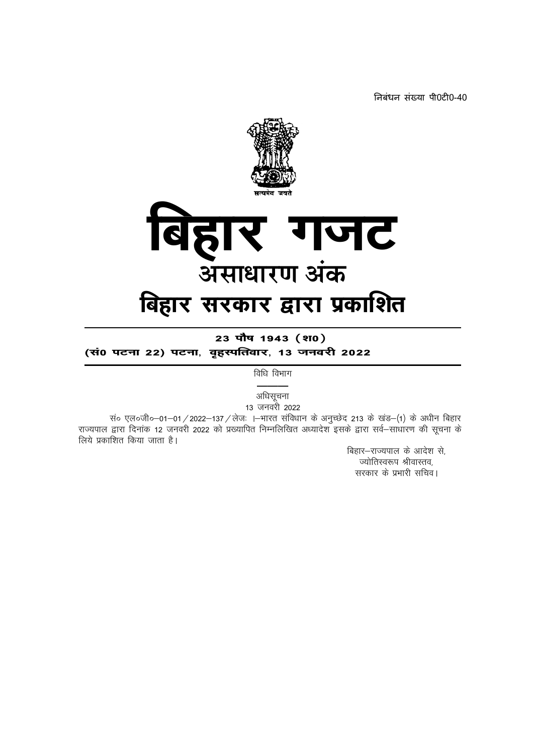निबंधन संख्या पी0टी0-40

सत्यमेव जयते

# बिहार गजट

## असाधारण अंक

## बिहार सरकार द्वारा प्रकाशित

**23 पौष 1943 (श0)**

**(सं0 पटना 22) पटना, वृहस्पतिवार, 13 जनवरी 2022**

विधि विभाग

---

अधिसूचना

13 जनवरी 2022

सं० एल०जी०–01–01/2022–137/लेजः ।–भारत संविधान के अनुच्छेद 213 के खंड–(1) के अधीन बिहार राज्यपाल द्वारा दिनांक 12 जनवरी 2022 को प्रख्यापित निम्नलिखित अध्यादेश इसके द्वारा सर्व–साधारण की सूचना के लिये प्रकाशित किया जाता है।

बिहार–राज्यपाल के आदेश से,
ज्योतिस्वरूप श्रीवास्तव,
सरकार के प्रभारी सचिव।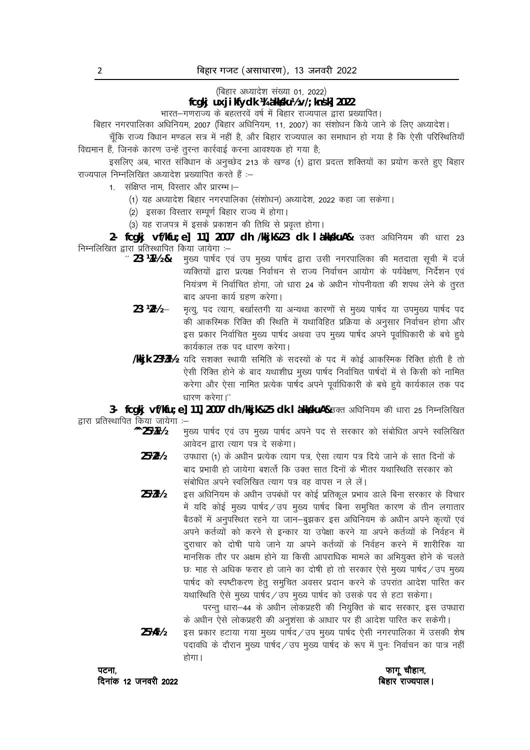(बिहार अध्यादेश संख्या 01, 2022)

**fcgkj uxjikfydk ¼la'kks/ku½ v/;kns'k] 2022**

भारत–गणराज्य के बहत्तरवें वर्ष में बिहार राज्यपाल द्वारा प्रख्यापित।

बिहार नगरपालिका अधिनियम, 2007 (बिहार अधिनियम, 11, 2007) का संशोधन किये जाने के लिए अध्यादेश।

चूँकि राज्य विधान मण्डल सत्र में नहीं है, और बिहार राज्यपाल का समाधान हो गया है कि ऐसी परिस्थितियाँ विद्यमान हैं, जिनके कारण उन्हें तुरन्त कार्रवाई करना आवश्यक हो गया है;

इसलिए अब, भारत संविधान के अनुच्छेद 213 के खण्ड (1) द्वारा प्रदत्त शक्तियों का प्रयोग करते हुए बिहार राज्यपाल निम्नलिखित अध्यादेश प्रख्यापित करते हैं :–

1. संक्षिप्त नाम, विस्तार और प्रारम्भ।–
   (1) यह अध्यादेश बिहार नगरपालिका (संशोधन) अध्यादेश, 2022 कहा जा सकेगा।
   (2) इसका विस्तार सम्पूर्ण बिहार राज्य में होगा।
   (3) यह राजपत्र में इसके प्रकाशन की तिथि से प्रवृत्त होगा।

**2- fcgkj vf/kfu;e] 11] 2007 dh /kkjk&23 dk la'kks/kuA&** उक्त अधिनियम की धारा 23 निम्नलिखित द्वारा प्रतिस्थापित किया जायेगा :–

" **23 ¼1½&** मुख्य पार्षद एवं उप मुख्य पार्षद द्वारा उसी नगरपालिका की मतदाता सूची में दर्ज व्यक्तियों द्वारा प्रत्यक्ष निर्वाचन से राज्य निर्वाचन आयोग के पर्यवेक्षण, निर्देशन एवं नियंत्रण में निर्वाचित होगा, जो धारा 24 के अधीन गोपनीयता की शपथ लेने के तुरत बाद अपना कार्य ग्रहण करेगा।

**23 ¼2½–** मृत्यु, पद त्याग, बर्खास्तगी या अन्यथा कारणों से मुख्य पार्षद या उपमुख्य पार्षद पद की आकस्मिक रिक्ति की स्थिति में यथाविहित प्रक्रिया के अनुसार निर्वाचन होगा और इस प्रकार निर्वाचित मुख्य पार्षद अथवा उप मुख्य पार्षद अपने पूर्वाधिकारी के बचे हुये कार्यकाल तक पद धारण करेगा।

**/kkjk 23¼3½** यदि सशक्त स्थायी समिति के सदस्यों के पद में कोई आकस्मिक रिक्ति होती है तो ऐसी रिक्ति होने के बाद यथाशीघ्र मुख्य पार्षद निर्वाचित पार्षदों में से किसी को नामित करेगा और ऐसा नामित प्रत्येक पार्षद अपने पूर्वाधिकारी के बचे हुये कार्यकाल तक पद धारण करेगा।"

**3- fcgkj vf/kfu;e] 11] 2007 dh /kkjk&25 dk la'kks/kuA&** उक्त अधिनियम की धारा 25 निम्नलिखित द्वारा प्रतिस्थापित किया जायेगा :–

"**25¼1½** मुख्य पार्षद एवं उप मुख्य पार्षद अपने पद से सरकार को संबोधित अपने स्वलिखित आवेदन द्वारा त्याग पत्र दे सकेगा।

**25¼2½** उपधारा (1) के अधीन प्रत्येक त्याग पत्र, ऐसा त्याग पत्र दिये जाने के सात दिनों के बाद प्रभावी हो जायेगा बशर्ते कि उक्त सात दिनों के भीतर यथास्थिति सरकार को संबोधित अपने स्वलिखित त्याग पत्र वह वापस न ले लें।

**25¼3½** इस अधिनियम के अधीन उपबंधों पर कोई प्रतिकूल प्रभाव डाले बिना सरकार के विचार में यदि कोई मुख्य पार्षद/उप मुख्य पार्षद बिना समुचित कारण के तीन लगातार बैठकों में अनुपस्थित रहने या जान–बुझकर इस अधिनियम के अधीन अपने कृत्यों एवं अपने कर्तव्यों को करने से इन्कार या उपेक्षा करने या अपने कर्तव्यों के निर्वहन में दुराचार को दोषी पाये जाने या अपने कर्तव्यों के निर्वहन करने में शारीरिक या मानसिक तौर पर अक्षम होने या किसी आपराधिक मामले का अभियुक्त होने के चलते छः माह से अधिक फरार हो जाने का दोषी हो तो सरकार ऐसे मुख्य पार्षद/उप मुख्य पार्षद को स्पष्टीकरण हेतु समुचित अवसर प्रदान करने के उपरांत आदेश पारित कर यथास्थिति ऐसे मुख्य पार्षद/उप मुख्य पार्षद को उसके पद से हटा सकेगा।

परन्तु धारा–44 के अधीन लोकप्रहरी की नियुक्ति के बाद सरकार, इस उपधारा के अधीन ऐसे लोकप्रहरी की अनुशंसा के आधार पर ही आदेश पारित कर सकेगी।

**25¼4½** इस प्रकार हटाया गया मुख्य पार्षद/उप मुख्य पार्षद ऐसी नगरपालिका में उसकी शेष पदावधि के दौरान मुख्य पार्षद/उप मुख्य पार्षद के रूप में पुनः निर्वाचन का पात्र नहीं होगा।

**पटना,**
**दिनांक 12 जनवरी 2022**

**फागू चौहान,**
**बिहार राज्यपाल।**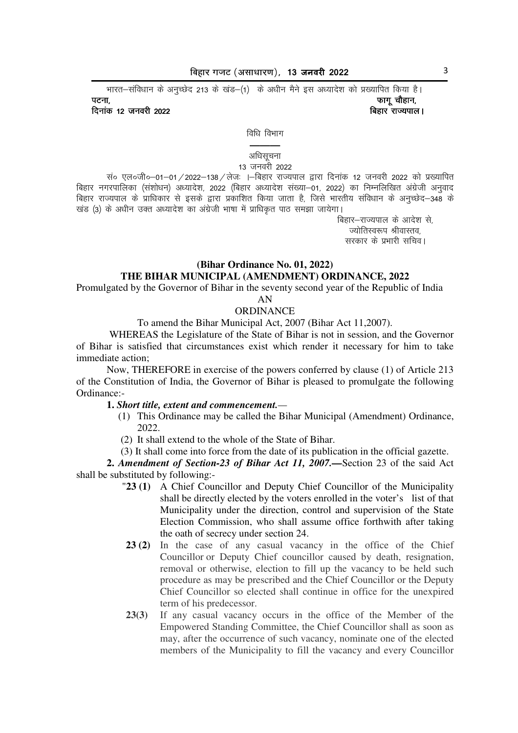भारत–संविधान के अनुच्छेद 213 के खंड–(1) के अधीन मैने इस अध्यादेश को प्रख्यापित किया है।

**पटना,**
**दिनांक 12 जनवरी 2022**

**फागू चौहान,**
**बिहार राज्यपाल।**

विधि विभाग

अधिसूचना
13 जनवरी 2022

सं० एल०जी०–01–01/2022–138/लेजः ।–बिहार राज्यपाल द्वारा दिनांक 12 जनवरी 2022 को प्रख्यापित बिहार नगरपालिका (संशोधन) अध्यादेश, 2022 (बिहार अध्यादेश संख्या–01, 2022) का निम्नलिखित अंग्रेजी अनुवाद बिहार राज्यपाल के प्राधिकार से इसके द्वारा प्रकाशित किया जाता है, जिसे भारतीय संविधान के अनुच्छेद–348 के खंड (3) के अधीन उक्त अध्यादेश का अंग्रेजी भाषा में प्राधिकृत पाठ समझा जायेगा।

बिहार–राज्यपाल के आदेश से,
ज्योतिस्वरूप श्रीवास्तव,
सरकार के प्रभारी सचिव।

**(Bihar Ordinance No. 01, 2022)**
**THE BIHAR MUNICIPAL (AMENDMENT) ORDINANCE, 2022**

Promulgated by the Governor of Bihar in the seventy second year of the Republic of India

AN
ORDINANCE

To amend the Bihar Municipal Act, 2007 (Bihar Act 11,2007).

WHEREAS the Legislature of the State of Bihar is not in session, and the Governor of Bihar is satisfied that circumstances exist which render it necessary for him to take immediate action;

Now, THEREFORE in exercise of the powers conferred by clause (1) of Article 213 of the Constitution of India, the Governor of Bihar is pleased to promulgate the following Ordinance:-

**1.** ***Short title, extent and commencement.***—

(1) This Ordinance may be called the Bihar Municipal (Amendment) Ordinance, 2022.

(2) It shall extend to the whole of the State of Bihar.

(3) It shall come into force from the date of its publication in the official gazette.

**2.** ***Amendment of Section-23 of Bihar Act 11, 2007.***—Section 23 of the said Act shall be substituted by following:-

"**23 (1)** A Chief Councillor and Deputy Chief Councillor of the Municipality shall be directly elected by the voters enrolled in the voter's list of that Municipality under the direction, control and supervision of the State Election Commission, who shall assume office forthwith after taking the oath of secrecy under section 24.

**23 (2)** In the case of any casual vacancy in the office of the Chief Councillor or Deputy Chief councillor caused by death, resignation, removal or otherwise, election to fill up the vacancy to be held such procedure as may be prescribed and the Chief Councillor or the Deputy Chief Councillor so elected shall continue in office for the unexpired term of his predecessor.

**23(3)** If any casual vacancy occurs in the office of the Member of the Empowered Standing Committee, the Chief Councillor shall as soon as may, after the occurrence of such vacancy, nominate one of the elected members of the Municipality to fill the vacancy and every Councillor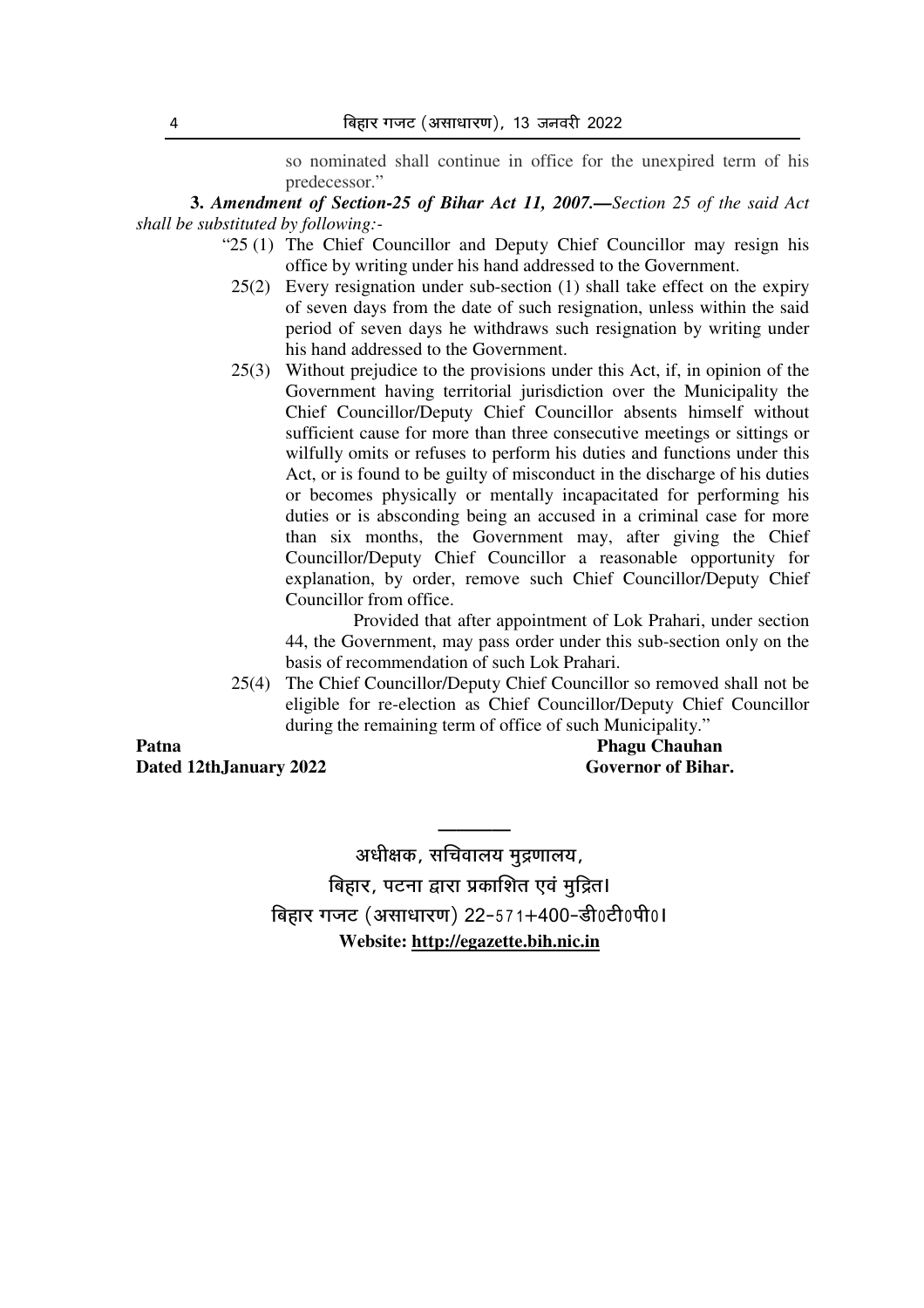so nominated shall continue in office for the unexpired term of his predecessor."

**3.** ***Amendment of Section-25 of Bihar Act 11, 2007.—****Section 25 of the said Act shall be substituted by following:-*

"25 (1) The Chief Councillor and Deputy Chief Councillor may resign his office by writing under his hand addressed to the Government.

25(2) Every resignation under sub-section (1) shall take effect on the expiry of seven days from the date of such resignation, unless within the said period of seven days he withdraws such resignation by writing under his hand addressed to the Government.

25(3) Without prejudice to the provisions under this Act, if, in opinion of the Government having territorial jurisdiction over the Municipality the Chief Councillor/Deputy Chief Councillor absents himself without sufficient cause for more than three consecutive meetings or sittings or wilfully omits or refuses to perform his duties and functions under this Act, or is found to be guilty of misconduct in the discharge of his duties or becomes physically or mentally incapacitated for performing his duties or is absconding being an accused in a criminal case for more than six months, the Government may, after giving the Chief Councillor/Deputy Chief Councillor a reasonable opportunity for explanation, by order, remove such Chief Councillor/Deputy Chief Councillor from office.

Provided that after appointment of Lok Prahari, under section 44, the Government, may pass order under this sub-section only on the basis of recommendation of such Lok Prahari.

25(4) The Chief Councillor/Deputy Chief Councillor so removed shall not be eligible for re-election as Chief Councillor/Deputy Chief Councillor during the remaining term of office of such Municipality."

**Patna**
**Dated 12thJanuary 2022**

**Phagu Chauhan**
**Governor of Bihar.**

---

अधीक्षक, सचिवालय मुद्रणालय,
बिहार, पटना द्वारा प्रकाशित एवं मुद्रित।
बिहार गजट (असाधारण) 22-571+400-डी0टी0पी0।
**Website: http://egazette.bih.nic.in**